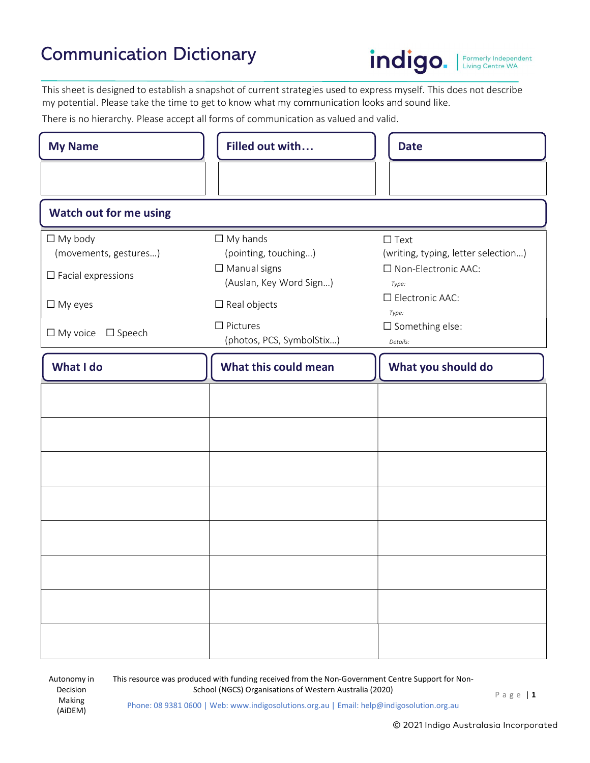# Communication Dictionary

indigo. | Formerly Independent Living Centre WA

This sheet is designed to establish a snapshot of current strategies used to express myself. This does not describe my potential. Please take the time to get to know what my communication looks and sound like.

There is no hierarchy. Please accept all forms of communication as valued and valid.

| My Name | Filled out with… | Date |
| --- | --- | --- |
| | | |

## Watch out for me using

| | | |
| --- | --- | --- |
| ☐ My body (movements, gestures…) | ☐ My hands (pointing, touching…) | ☐ Text (writing, typing, letter selection…) |
| ☐ Facial expressions | ☐ Manual signs (Auslan, Key Word Sign…) | ☐ Non-Electronic AAC: *Type:* |
| ☐ My eyes | ☐ Real objects | ☐ Electronic AAC: *Type:* |
| ☐ My voice ☐ Speech | ☐ Pictures (photos, PCS, SymbolStix…) | ☐ Something else: *Details:* |

| What I do | What this could mean | What you should do |
| --- | --- | --- |
| | | |
| | | |
| | | |
| | | |
| | | |
| | | |
| | | |
| | | |

Autonomy in Decision Making (AiDEM)

This resource was produced with funding received from the Non-Government Centre Support for Non-School (NGCS) Organisations of Western Australia (2020)

Phone: 08 9381 0600 | Web: www.indigosolutions.org.au | Email: help@indigosolution.org.au

© 2021 Indigo Australasia Incorporated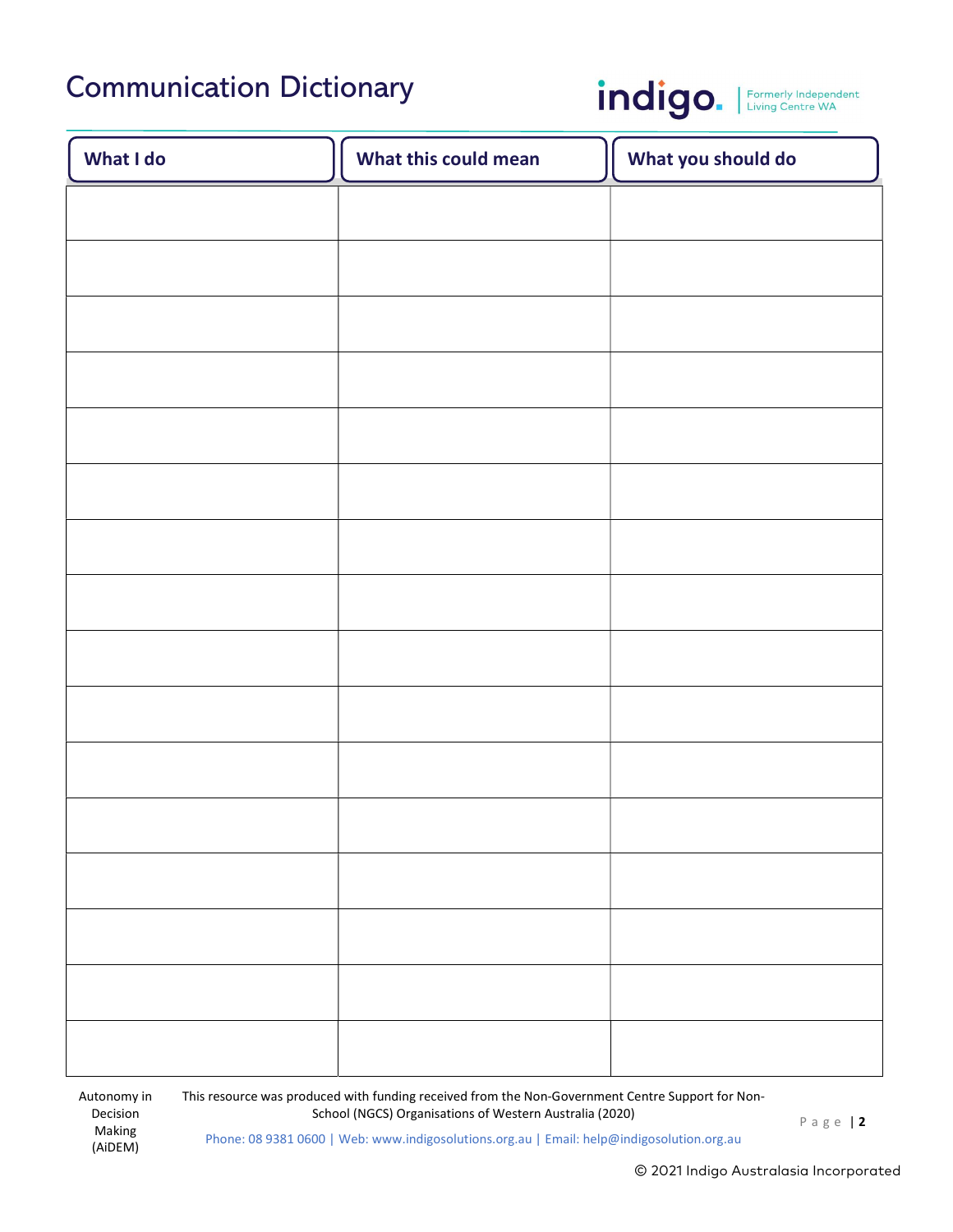# Communication Dictionary

indigo. Formerly Independent Living Centre WA

| What I do | What this could mean | What you should do |
| --- | --- | --- |
| | | |
| | | |
| | | |
| | | |
| | | |
| | | |
| | | |
| | | |
| | | |
| | | |
| | | |
| | | |
| | | |
| | | |
| | | |
| | | |

Autonomy in Decision Making (AiDEM)

This resource was produced with funding received from the Non-Government Centre Support for Non-School (NGCS) Organisations of Western Australia (2020)

Phone: 08 9381 0600 | Web: www.indigosolutions.org.au | Email: help@indigosolution.org.au

© 2021 Indigo Australasia Incorporated